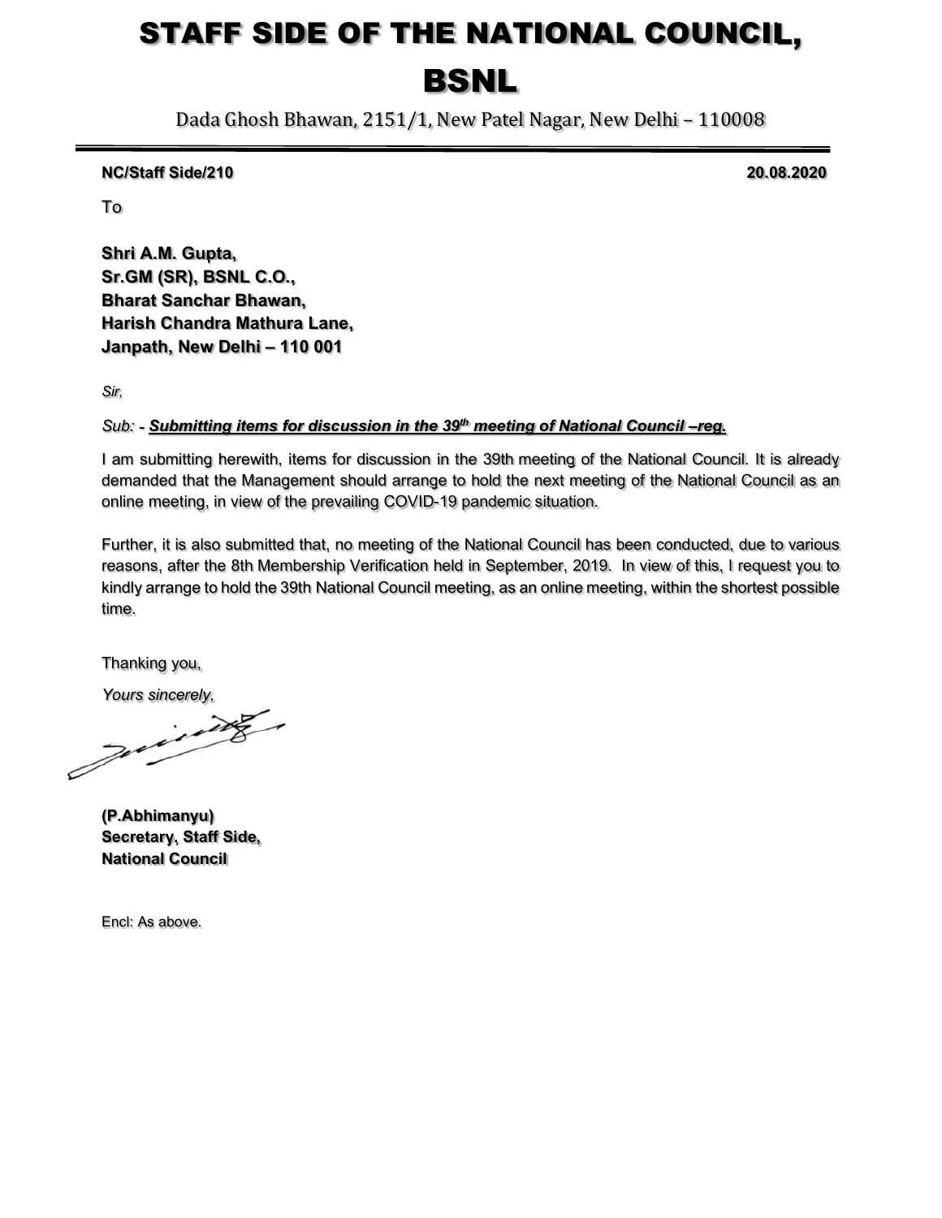# STAFF SIDE OF THE NATIONAL COUNCIL, BSNL

Dada Ghosh Bhawan, 2151/1, New Patel Nagar, New Delhi – 110008

**NC/Staff Side/210** **20.08.2020**

To

**Shri A.M. Gupta,**
**Sr.GM (SR), BSNL C.O.,**
**Bharat Sanchar Bhawan,**
**Harish Chandra Mathura Lane,**
**Janpath, New Delhi – 110 001**

*Sir,*

*Sub:* - ***Submitting items for discussion in the 39th meeting of National Council –reg.***

I am submitting herewith, items for discussion in the 39th meeting of the National Council. It is already demanded that the Management should arrange to hold the next meeting of the National Council as an online meeting, in view of the prevailing COVID-19 pandemic situation.

Further, it is also submitted that, no meeting of the National Council has been conducted, due to various reasons, after the 8th Membership Verification held in September, 2019. In view of this, I request you to kindly arrange to hold the 39th National Council meeting, as an online meeting, within the shortest possible time.

Thanking you,

*Yours sincerely,*

**(P.Abhimanyu)**
**Secretary, Staff Side,**
**National Council**

Encl: As above.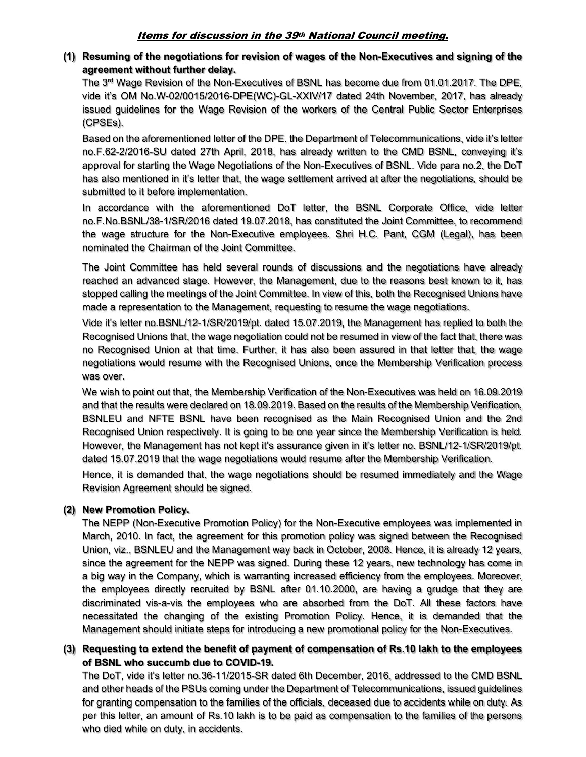## *Items for discussion in the 39th National Council meeting.*

**(1) Resuming of the negotiations for revision of wages of the Non-Executives and signing of the agreement without further delay.**

The 3rd Wage Revision of the Non-Executives of BSNL has become due from 01.01.2017. The DPE, vide it's OM No.W-02/0015/2016-DPE(WC)-GL-XXIV/17 dated 24th November, 2017, has already issued guidelines for the Wage Revision of the workers of the Central Public Sector Enterprises (CPSEs).

Based on the aforementioned letter of the DPE, the Department of Telecommunications, vide it's letter no.F.62-2/2016-SU dated 27th April, 2018, has already written to the CMD BSNL, conveying it's approval for starting the Wage Negotiations of the Non-Executives of BSNL. Vide para no.2, the DoT has also mentioned in it's letter that, the wage settlement arrived at after the negotiations, should be submitted to it before implementation.

In accordance with the aforementioned DoT letter, the BSNL Corporate Office, vide letter no.F.No.BSNL/38-1/SR/2016 dated 19.07.2018, has constituted the Joint Committee, to recommend the wage structure for the Non-Executive employees. Shri H.C. Pant, CGM (Legal), has been nominated the Chairman of the Joint Committee.

The Joint Committee has held several rounds of discussions and the negotiations have already reached an advanced stage. However, the Management, due to the reasons best known to it, has stopped calling the meetings of the Joint Committee. In view of this, both the Recognised Unions have made a representation to the Management, requesting to resume the wage negotiations.

Vide it's letter no.BSNL/12-1/SR/2019/pt. dated 15.07.2019, the Management has replied to both the Recognised Unions that, the wage negotiation could not be resumed in view of the fact that, there was no Recognised Union at that time. Further, it has also been assured in that letter that, the wage negotiations would resume with the Recognised Unions, once the Membership Verification process was over.

We wish to point out that, the Membership Verification of the Non-Executives was held on 16.09.2019 and that the results were declared on 18.09.2019. Based on the results of the Membership Verification, BSNLEU and NFTE BSNL have been recognised as the Main Recognised Union and the 2nd Recognised Union respectively. It is going to be one year since the Membership Verification is held. However, the Management has not kept it's assurance given in it's letter no. BSNL/12-1/SR/2019/pt. dated 15.07.2019 that the wage negotiations would resume after the Membership Verification.

Hence, it is demanded that, the wage negotiations should be resumed immediately and the Wage Revision Agreement should be signed.

**(2) New Promotion Policy.**

The NEPP (Non-Executive Promotion Policy) for the Non-Executive employees was implemented in March, 2010. In fact, the agreement for this promotion policy was signed between the Recognised Union, viz., BSNLEU and the Management way back in October, 2008. Hence, it is already 12 years, since the agreement for the NEPP was signed. During these 12 years, new technology has come in a big way in the Company, which is warranting increased efficiency from the employees. Moreover, the employees directly recruited by BSNL after 01.10.2000, are having a grudge that they are discriminated vis-a-vis the employees who are absorbed from the DoT. All these factors have necessitated the changing of the existing Promotion Policy. Hence, it is demanded that the Management should initiate steps for introducing a new promotional policy for the Non-Executives.

**(3) Requesting to extend the benefit of payment of compensation of Rs.10 lakh to the employees of BSNL who succumb due to COVID-19.**

The DoT, vide it's letter no.36-11/2015-SR dated 6th December, 2016, addressed to the CMD BSNL and other heads of the PSUs coming under the Department of Telecommunications, issued guidelines for granting compensation to the families of the officials, deceased due to accidents while on duty. As per this letter, an amount of Rs.10 lakh is to be paid as compensation to the families of the persons who died while on duty, in accidents.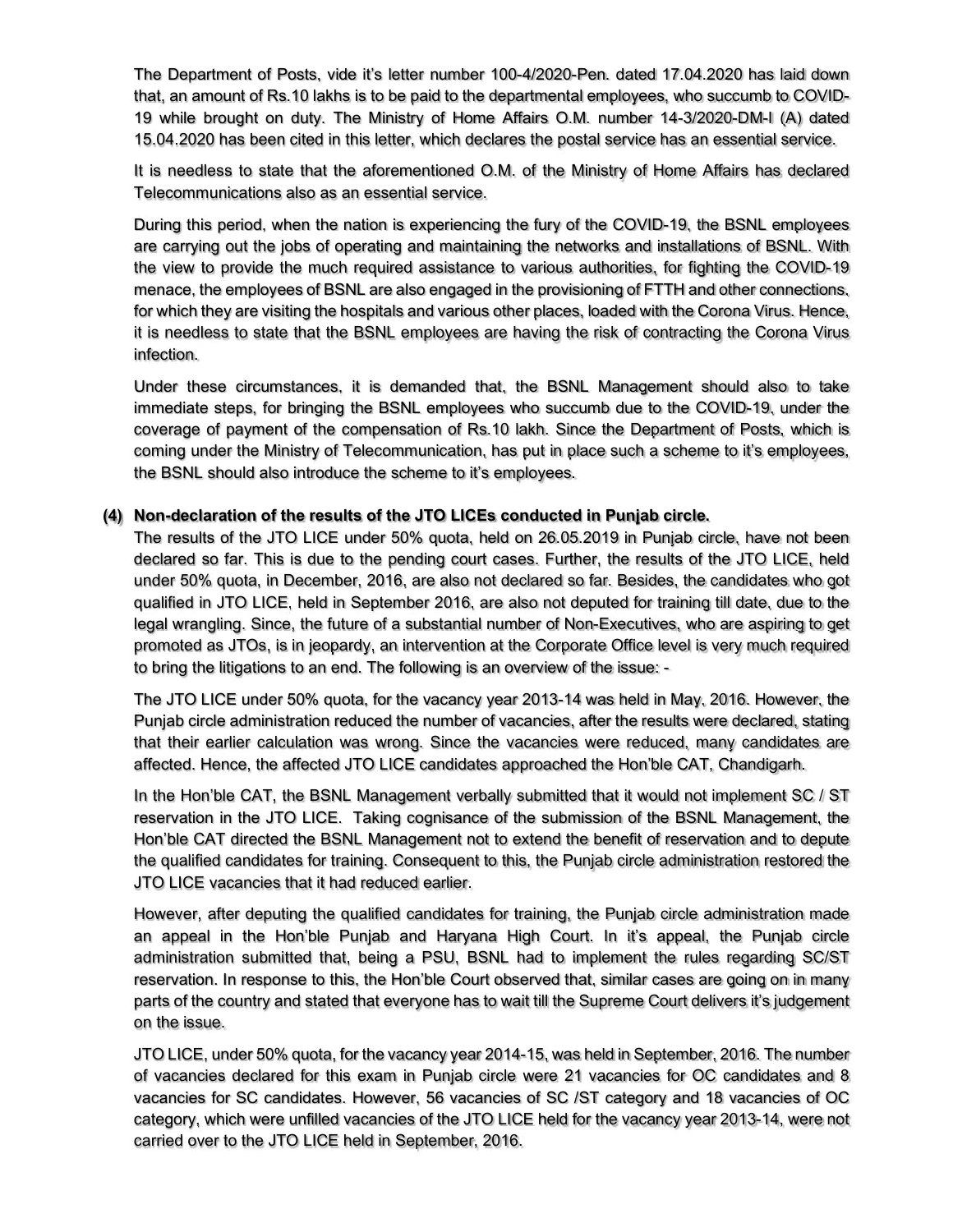The Department of Posts, vide it's letter number 100-4/2020-Pen. dated 17.04.2020 has laid down that, an amount of Rs.10 lakhs is to be paid to the departmental employees, who succumb to COVID-19 while brought on duty. The Ministry of Home Affairs O.M. number 14-3/2020-DM-I (A) dated 15.04.2020 has been cited in this letter, which declares the postal service has an essential service.

It is needless to state that the aforementioned O.M. of the Ministry of Home Affairs has declared Telecommunications also as an essential service.

During this period, when the nation is experiencing the fury of the COVID-19, the BSNL employees are carrying out the jobs of operating and maintaining the networks and installations of BSNL. With the view to provide the much required assistance to various authorities, for fighting the COVID-19 menace, the employees of BSNL are also engaged in the provisioning of FTTH and other connections, for which they are visiting the hospitals and various other places, loaded with the Corona Virus. Hence, it is needless to state that the BSNL employees are having the risk of contracting the Corona Virus infection.

Under these circumstances, it is demanded that, the BSNL Management should also to take immediate steps, for bringing the BSNL employees who succumb due to the COVID-19, under the coverage of payment of the compensation of Rs.10 lakh. Since the Department of Posts, which is coming under the Ministry of Telecommunication, has put in place such a scheme to it's employees, the BSNL should also introduce the scheme to it's employees.

**(4) Non-declaration of the results of the JTO LICEs conducted in Punjab circle.**

The results of the JTO LICE under 50% quota, held on 26.05.2019 in Punjab circle, have not been declared so far. This is due to the pending court cases. Further, the results of the JTO LICE, held under 50% quota, in December, 2016, are also not declared so far. Besides, the candidates who got qualified in JTO LICE, held in September 2016, are also not deputed for training till date, due to the legal wrangling. Since, the future of a substantial number of Non-Executives, who are aspiring to get promoted as JTOs, is in jeopardy, an intervention at the Corporate Office level is very much required to bring the litigations to an end. The following is an overview of the issue: -

The JTO LICE under 50% quota, for the vacancy year 2013-14 was held in May, 2016. However, the Punjab circle administration reduced the number of vacancies, after the results were declared, stating that their earlier calculation was wrong. Since the vacancies were reduced, many candidates are affected. Hence, the affected JTO LICE candidates approached the Hon'ble CAT, Chandigarh.

In the Hon'ble CAT, the BSNL Management verbally submitted that it would not implement SC / ST reservation in the JTO LICE. Taking cognisance of the submission of the BSNL Management, the Hon'ble CAT directed the BSNL Management not to extend the benefit of reservation and to depute the qualified candidates for training. Consequent to this, the Punjab circle administration restored the JTO LICE vacancies that it had reduced earlier.

However, after deputing the qualified candidates for training, the Punjab circle administration made an appeal in the Hon'ble Punjab and Haryana High Court. In it's appeal, the Punjab circle administration submitted that, being a PSU, BSNL had to implement the rules regarding SC/ST reservation. In response to this, the Hon'ble Court observed that, similar cases are going on in many parts of the country and stated that everyone has to wait till the Supreme Court delivers it's judgement on the issue.

JTO LICE, under 50% quota, for the vacancy year 2014-15, was held in September, 2016. The number of vacancies declared for this exam in Punjab circle were 21 vacancies for OC candidates and 8 vacancies for SC candidates. However, 56 vacancies of SC /ST category and 18 vacancies of OC category, which were unfilled vacancies of the JTO LICE held for the vacancy year 2013-14, were not carried over to the JTO LICE held in September, 2016.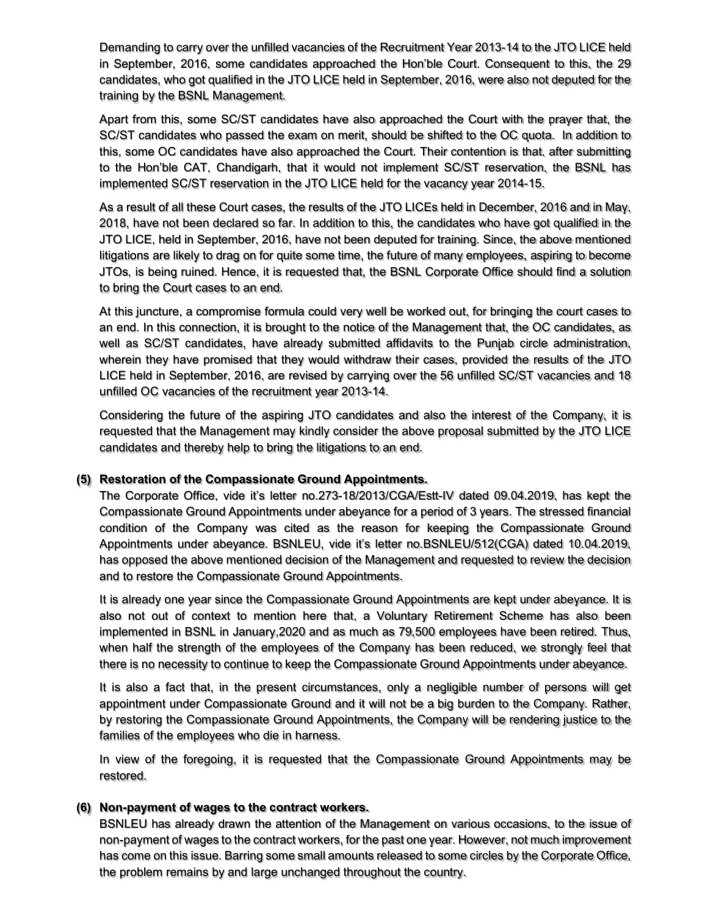Demanding to carry over the unfilled vacancies of the Recruitment Year 2013-14 to the JTO LICE held in September, 2016, some candidates approached the Hon'ble Court. Consequent to this, the 29 candidates, who got qualified in the JTO LICE held in September, 2016, were also not deputed for the training by the BSNL Management.

Apart from this, some SC/ST candidates have also approached the Court with the prayer that, the SC/ST candidates who passed the exam on merit, should be shifted to the OC quota. In addition to this, some OC candidates have also approached the Court. Their contention is that, after submitting to the Hon'ble CAT, Chandigarh, that it would not implement SC/ST reservation, the BSNL has implemented SC/ST reservation in the JTO LICE held for the vacancy year 2014-15.

As a result of all these Court cases, the results of the JTO LICEs held in December, 2016 and in May, 2018, have not been declared so far. In addition to this, the candidates who have got qualified in the JTO LICE, held in September, 2016, have not been deputed for training. Since, the above mentioned litigations are likely to drag on for quite some time, the future of many employees, aspiring to become JTOs, is being ruined. Hence, it is requested that, the BSNL Corporate Office should find a solution to bring the Court cases to an end.

At this juncture, a compromise formula could very well be worked out, for bringing the court cases to an end. In this connection, it is brought to the notice of the Management that, the OC candidates, as well as SC/ST candidates, have already submitted affidavits to the Punjab circle administration, wherein they have promised that they would withdraw their cases, provided the results of the JTO LICE held in September, 2016, are revised by carrying over the 56 unfilled SC/ST vacancies and 18 unfilled OC vacancies of the recruitment year 2013-14.

Considering the future of the aspiring JTO candidates and also the interest of the Company, it is requested that the Management may kindly consider the above proposal submitted by the JTO LICE candidates and thereby help to bring the litigations to an end.

**(5) Restoration of the Compassionate Ground Appointments.**

The Corporate Office, vide it's letter no.273-18/2013/CGA/Estt-IV dated 09.04.2019, has kept the Compassionate Ground Appointments under abeyance for a period of 3 years. The stressed financial condition of the Company was cited as the reason for keeping the Compassionate Ground Appointments under abeyance. BSNLEU, vide it's letter no.BSNLEU/512(CGA) dated 10.04.2019, has opposed the above mentioned decision of the Management and requested to review the decision and to restore the Compassionate Ground Appointments.

It is already one year since the Compassionate Ground Appointments are kept under abeyance. It is also not out of context to mention here that, a Voluntary Retirement Scheme has also been implemented in BSNL in January,2020 and as much as 79,500 employees have been retired. Thus, when half the strength of the employees of the Company has been reduced, we strongly feel that there is no necessity to continue to keep the Compassionate Ground Appointments under abeyance.

It is also a fact that, in the present circumstances, only a negligible number of persons will get appointment under Compassionate Ground and it will not be a big burden to the Company. Rather, by restoring the Compassionate Ground Appointments, the Company will be rendering justice to the families of the employees who die in harness.

In view of the foregoing, it is requested that the Compassionate Ground Appointments may be restored.

**(6) Non-payment of wages to the contract workers.**

BSNLEU has already drawn the attention of the Management on various occasions, to the issue of non-payment of wages to the contract workers, for the past one year. However, not much improvement has come on this issue. Barring some small amounts released to some circles by the Corporate Office, the problem remains by and large unchanged throughout the country.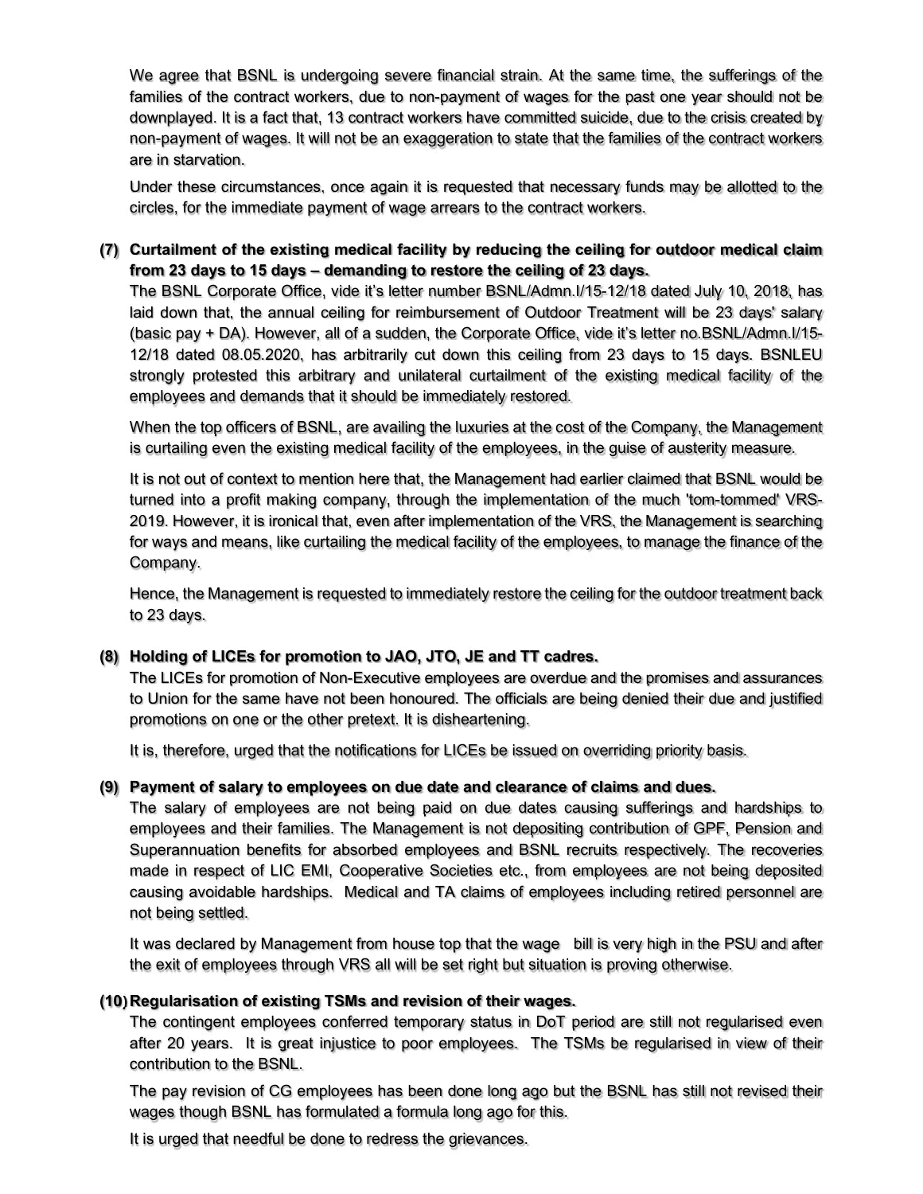We agree that BSNL is undergoing severe financial strain. At the same time, the sufferings of the families of the contract workers, due to non-payment of wages for the past one year should not be downplayed. It is a fact that, 13 contract workers have committed suicide, due to the crisis created by non-payment of wages. It will not be an exaggeration to state that the families of the contract workers are in starvation.

Under these circumstances, once again it is requested that necessary funds may be allotted to the circles, for the immediate payment of wage arrears to the contract workers.

**(7) Curtailment of the existing medical facility by reducing the ceiling for outdoor medical claim from 23 days to 15 days – demanding to restore the ceiling of 23 days.**

The BSNL Corporate Office, vide it's letter number BSNL/Admn.I/15-12/18 dated July 10, 2018, has laid down that, the annual ceiling for reimbursement of Outdoor Treatment will be 23 days' salary (basic pay + DA). However, all of a sudden, the Corporate Office, vide it's letter no.BSNL/Admn.I/15-12/18 dated 08.05.2020, has arbitrarily cut down this ceiling from 23 days to 15 days. BSNLEU strongly protested this arbitrary and unilateral curtailment of the existing medical facility of the employees and demands that it should be immediately restored.

When the top officers of BSNL, are availing the luxuries at the cost of the Company, the Management is curtailing even the existing medical facility of the employees, in the guise of austerity measure.

It is not out of context to mention here that, the Management had earlier claimed that BSNL would be turned into a profit making company, through the implementation of the much 'tom-tommed' VRS-2019. However, it is ironical that, even after implementation of the VRS, the Management is searching for ways and means, like curtailing the medical facility of the employees, to manage the finance of the Company.

Hence, the Management is requested to immediately restore the ceiling for the outdoor treatment back to 23 days.

**(8) Holding of LICEs for promotion to JAO, JTO, JE and TT cadres.**

The LICEs for promotion of Non-Executive employees are overdue and the promises and assurances to Union for the same have not been honoured. The officials are being denied their due and justified promotions on one or the other pretext. It is disheartening.

It is, therefore, urged that the notifications for LICEs be issued on overriding priority basis.

**(9) Payment of salary to employees on due date and clearance of claims and dues.**

The salary of employees are not being paid on due dates causing sufferings and hardships to employees and their families. The Management is not depositing contribution of GPF, Pension and Superannuation benefits for absorbed employees and BSNL recruits respectively. The recoveries made in respect of LIC EMI, Cooperative Societies etc., from employees are not being deposited causing avoidable hardships. Medical and TA claims of employees including retired personnel are not being settled.

It was declared by Management from house top that the wage bill is very high in the PSU and after the exit of employees through VRS all will be set right but situation is proving otherwise.

**(10) Regularisation of existing TSMs and revision of their wages.**

The contingent employees conferred temporary status in DoT period are still not regularised even after 20 years. It is great injustice to poor employees. The TSMs be regularised in view of their contribution to the BSNL.

The pay revision of CG employees has been done long ago but the BSNL has still not revised their wages though BSNL has formulated a formula long ago for this.

It is urged that needful be done to redress the grievances.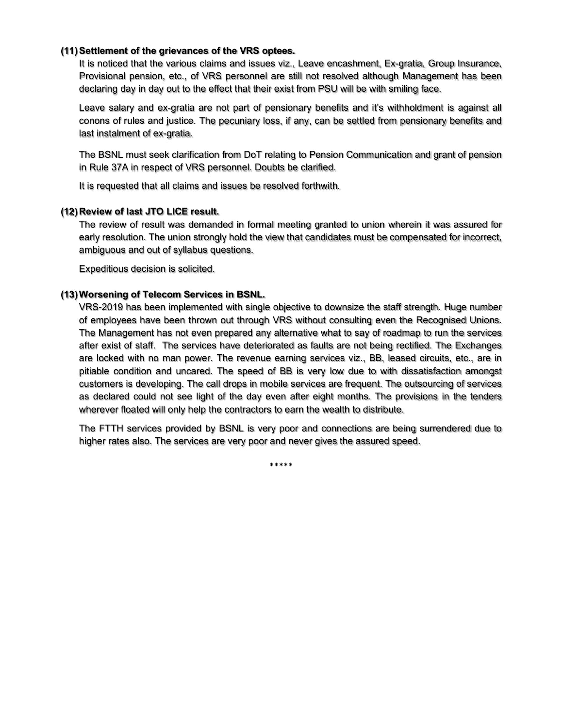**(11) Settlement of the grievances of the VRS optees.**

It is noticed that the various claims and issues viz., Leave encashment, Ex-gratia, Group Insurance, Provisional pension, etc., of VRS personnel are still not resolved although Management has been declaring day in day out to the effect that their exist from PSU will be with smiling face.

Leave salary and ex-gratia are not part of pensionary benefits and it's withholdment is against all conons of rules and justice. The pecuniary loss, if any, can be settled from pensionary benefits and last instalment of ex-gratia.

The BSNL must seek clarification from DoT relating to Pension Communication and grant of pension in Rule 37A in respect of VRS personnel. Doubts be clarified.

It is requested that all claims and issues be resolved forthwith.

**(12) Review of last JTO LICE result.**

The review of result was demanded in formal meeting granted to union wherein it was assured for early resolution. The union strongly hold the view that candidates must be compensated for incorrect, ambiguous and out of syllabus questions.

Expeditious decision is solicited.

**(13) Worsening of Telecom Services in BSNL.**

VRS-2019 has been implemented with single objective to downsize the staff strength. Huge number of employees have been thrown out through VRS without consulting even the Recognised Unions. The Management has not even prepared any alternative what to say of roadmap to run the services after exist of staff. The services have deteriorated as faults are not being rectified. The Exchanges are locked with no man power. The revenue earning services viz., BB, leased circuits, etc., are in pitiable condition and uncared. The speed of BB is very low due to with dissatisfaction amongst customers is developing. The call drops in mobile services are frequent. The outsourcing of services as declared could not see light of the day even after eight months. The provisions in the tenders wherever floated will only help the contractors to earn the wealth to distribute.

The FTTH services provided by BSNL is very poor and connections are being surrendered due to higher rates also. The services are very poor and never gives the assured speed.

*****